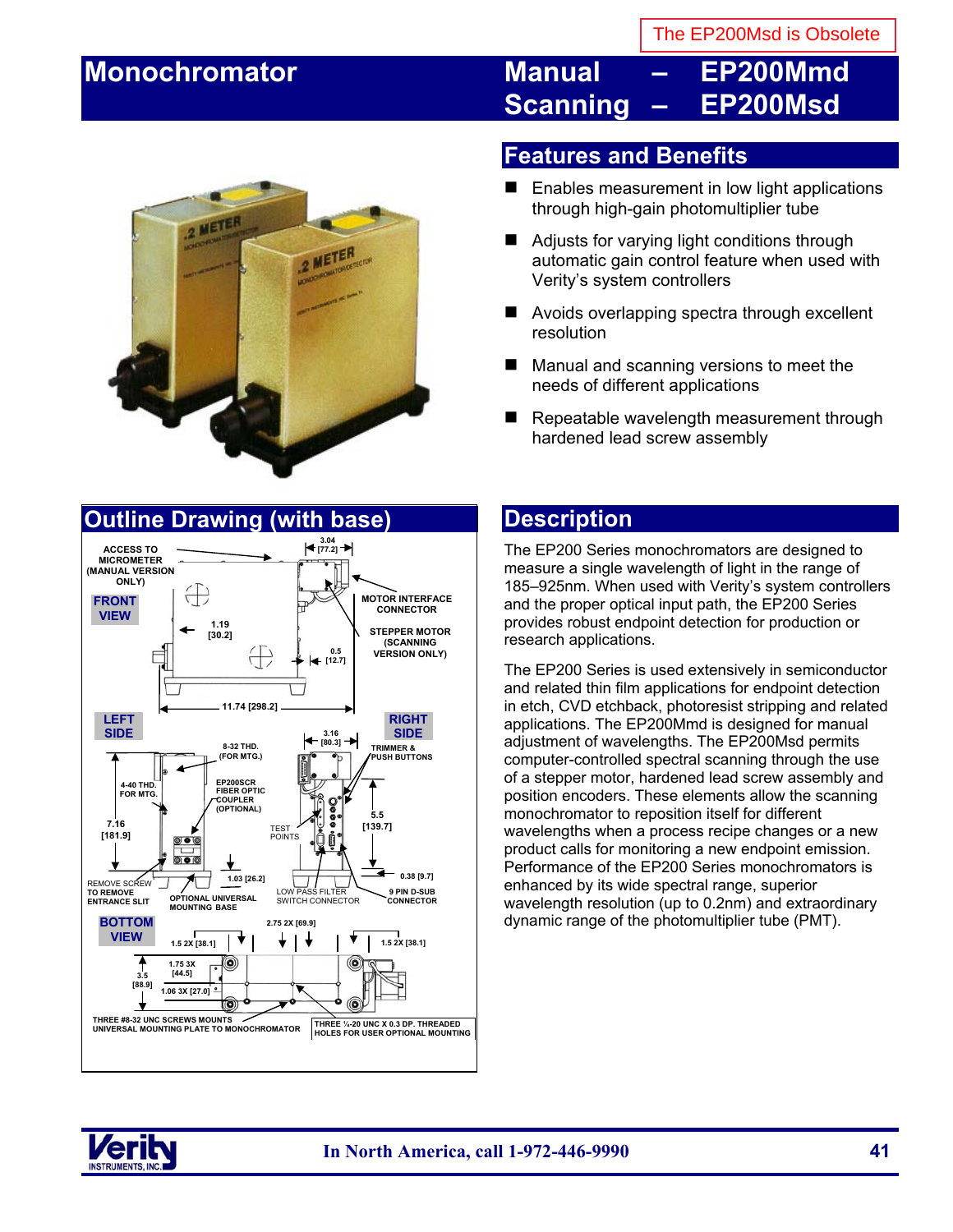The EP200Msd is Obsolete

# Monochromator

# Manual – EP200Mmd
# Scanning – EP200Msd

## Features and Benefits

- Enables measurement in low light applications through high-gain photomultiplier tube
- Adjusts for varying light conditions through automatic gain control feature when used with Verity's system controllers
- Avoids overlapping spectra through excellent resolution
- Manual and scanning versions to meet the needs of different applications
- Repeatable wavelength measurement through hardened lead screw assembly

## Outline Drawing (with base)

FRONT VIEW

ACCESS TO MICROMETER (MANUAL VERSION ONLY)

3.04 [77.2]

MOTOR INTERFACE CONNECTOR

STEPPER MOTOR (SCANNING VERSION ONLY)

1.19 [30.2]

0.5 [12.7]

11.74 [298.2]

LEFT SIDE

RIGHT SIDE

8-32 THD. (FOR MTG.)

4-40 THD. FOR MTG.

EP200SCR FIBER OPTIC COUPLER (OPTIONAL)

7.16 [181.9]

REMOVE SCREW TO REMOVE ENTRANCE SLIT

OPTIONAL UNIVERSAL MOUNTING BASE

1.03 [26.2]

3.16 [80.3]

TRIMMER & PUSH BUTTONS

TEST POINTS

5.5 [139.7]

0.38 [9.7]

LOW PASS FILTER SWITCH CONNECTOR

9 PIN D-SUB CONNECTOR

BOTTOM VIEW

1.5 2X [38.1]

2.75 2X [69.9]

1.5 2X [38.1]

1.75 3X [44.5]

3.5 [88.9]

1.06 3X [27.0]

THREE #8-32 UNC SCREWS MOUNTS UNIVERSAL MOUNTING PLATE TO MONOCHROMATOR

THREE ¼-20 UNC X 0.3 DP. THREADED HOLES FOR USER OPTIONAL MOUNTING

## Description

The EP200 Series monochromators are designed to measure a single wavelength of light in the range of 185–925nm. When used with Verity's system controllers and the proper optical input path, the EP200 Series provides robust endpoint detection for production or research applications.

The EP200 Series is used extensively in semiconductor and related thin film applications for endpoint detection in etch, CVD etchback, photoresist stripping and related applications. The EP200Mmd is designed for manual adjustment of wavelengths. The EP200Msd permits computer-controlled spectral scanning through the use of a stepper motor, hardened lead screw assembly and position encoders. These elements allow the scanning monochromator to reposition itself for different wavelengths when a process recipe changes or a new product calls for monitoring a new endpoint emission. Performance of the EP200 Series monochromators is enhanced by its wide spectral range, superior wavelength resolution (up to 0.2nm) and extraordinary dynamic range of the photomultiplier tube (PMT).

In North America, call 1-972-446-9990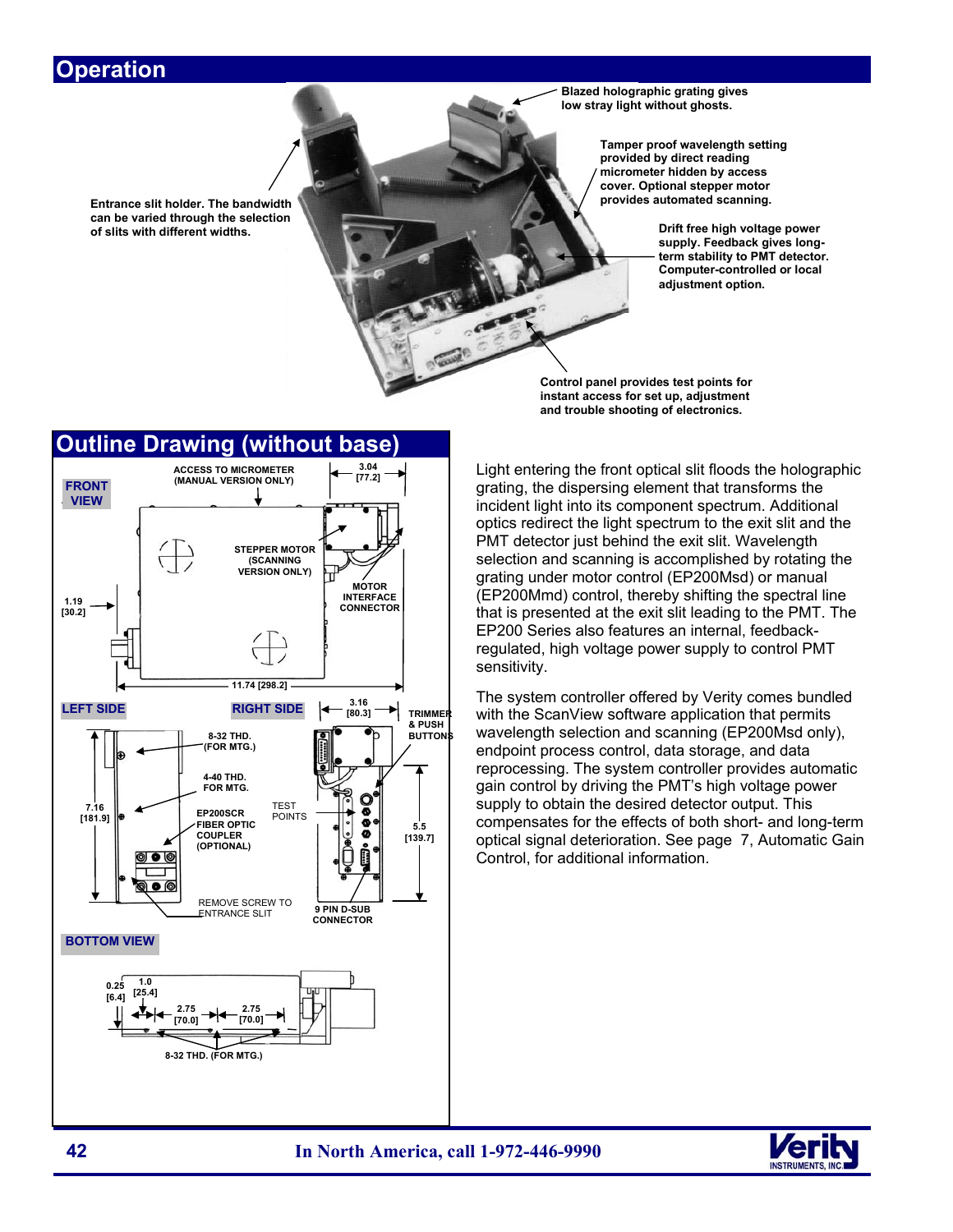## Operation

Blazed holographic grating gives low stray light without ghosts.

Tamper proof wavelength setting provided by direct reading micrometer hidden by access cover. Optional stepper motor provides automated scanning.

Entrance slit holder. The bandwidth can be varied through the selection of slits with different widths.

Drift free high voltage power supply. Feedback gives long-term stability to PMT detector. Computer-controlled or local adjustment option.

Control panel provides test points for instant access for set up, adjustment and trouble shooting of electronics.

## Outline Drawing (without base)

**FRONT VIEW**

ACCESS TO MICROMETER (MANUAL VERSION ONLY)

3.04 [77.2]

STEPPER MOTOR (SCANNING VERSION ONLY)

MOTOR INTERFACE CONNECTOR

1.19 [30.2]

11.74 [298.2]

**LEFT SIDE**

**RIGHT SIDE**

3.16 [80.3]

TRIMMER & PUSH BUTTONS

8-32 THD. (FOR MTG.)

4-40 THD. FOR MTG.

7.16 [181.9]

EP200SCR FIBER OPTIC COUPLER (OPTIONAL)

TEST POINTS

5.5 [139.7]

REMOVE SCREW TO ENTRANCE SLIT

9 PIN D-SUB CONNECTOR

**BOTTOM VIEW**

0.25 [6.4]

1.0 [25.4]

2.75 [70.0]

2.75 [70.0]

8-32 THD. (FOR MTG.)

Light entering the front optical slit floods the holographic grating, the dispersing element that transforms the incident light into its component spectrum. Additional optics redirect the light spectrum to the exit slit and the PMT detector just behind the exit slit. Wavelength selection and scanning is accomplished by rotating the grating under motor control (EP200Msd) or manual (EP200Mmd) control, thereby shifting the spectral line that is presented at the exit slit leading to the PMT. The EP200 Series also features an internal, feedback-regulated, high voltage power supply to control PMT sensitivity.

The system controller offered by Verity comes bundled with the ScanView software application that permits wavelength selection and scanning (EP200Msd only), endpoint process control, data storage, and data reprocessing. The system controller provides automatic gain control by driving the PMT's high voltage power supply to obtain the desired detector output. This compensates for the effects of both short- and long-term optical signal deterioration. See page 7, Automatic Gain Control, for additional information.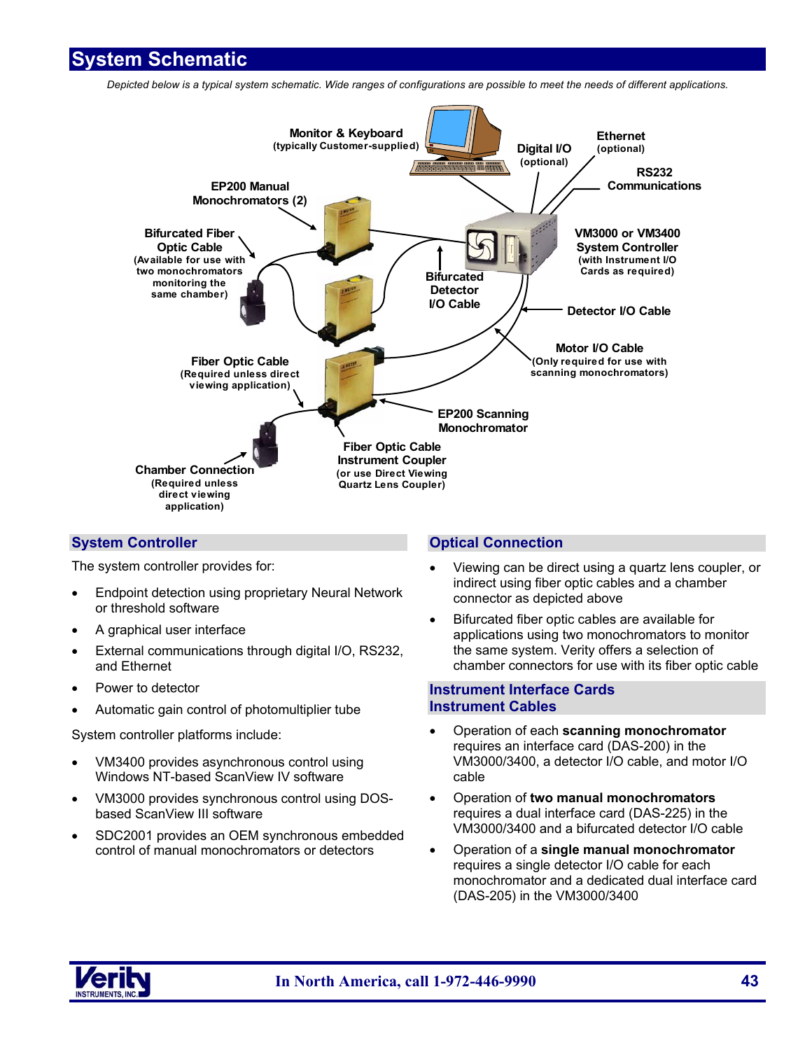# System Schematic

*Depicted below is a typical system schematic. Wide ranges of configurations are possible to meet the needs of different applications.*

Monitor & Keyboard (typically Customer-supplied)

Digital I/O (optional)

Ethernet (optional)

RS232 Communications

EP200 Manual Monochromators (2)

Bifurcated Fiber Optic Cable (Available for use with two monochromators monitoring the same chamber)

VM3000 or VM3400 System Controller (with Instrument I/O Cards as required)

Bifurcated Detector I/O Cable

Detector I/O Cable

Motor I/O Cable (Only required for use with scanning monochromators)

Fiber Optic Cable (Required unless direct viewing application)

EP200 Scanning Monochromator

Chamber Connection (Required unless direct viewing application)

Fiber Optic Cable Instrument Coupler (or use Direct Viewing Quartz Lens Coupler)

## System Controller

The system controller provides for:

- Endpoint detection using proprietary Neural Network or threshold software
- A graphical user interface
- External communications through digital I/O, RS232, and Ethernet
- Power to detector
- Automatic gain control of photomultiplier tube

System controller platforms include:

- VM3400 provides asynchronous control using Windows NT-based ScanView IV software
- VM3000 provides synchronous control using DOS-based ScanView III software
- SDC2001 provides an OEM synchronous embedded control of manual monochromators or detectors

## Optical Connection

- Viewing can be direct using a quartz lens coupler, or indirect using fiber optic cables and a chamber connector as depicted above
- Bifurcated fiber optic cables are available for applications using two monochromators to monitor the same system. Verity offers a selection of chamber connectors for use with its fiber optic cable

## Instrument Interface Cards Instrument Cables

- Operation of each **scanning monochromator** requires an interface card (DAS-200) in the VM3000/3400, a detector I/O cable, and motor I/O cable
- Operation of **two manual monochromators** requires a dual interface card (DAS-225) in the VM3000/3400 and a bifurcated detector I/O cable
- Operation of a **single manual monochromator** requires a single detector I/O cable for each monochromator and a dedicated dual interface card (DAS-205) in the VM3000/3400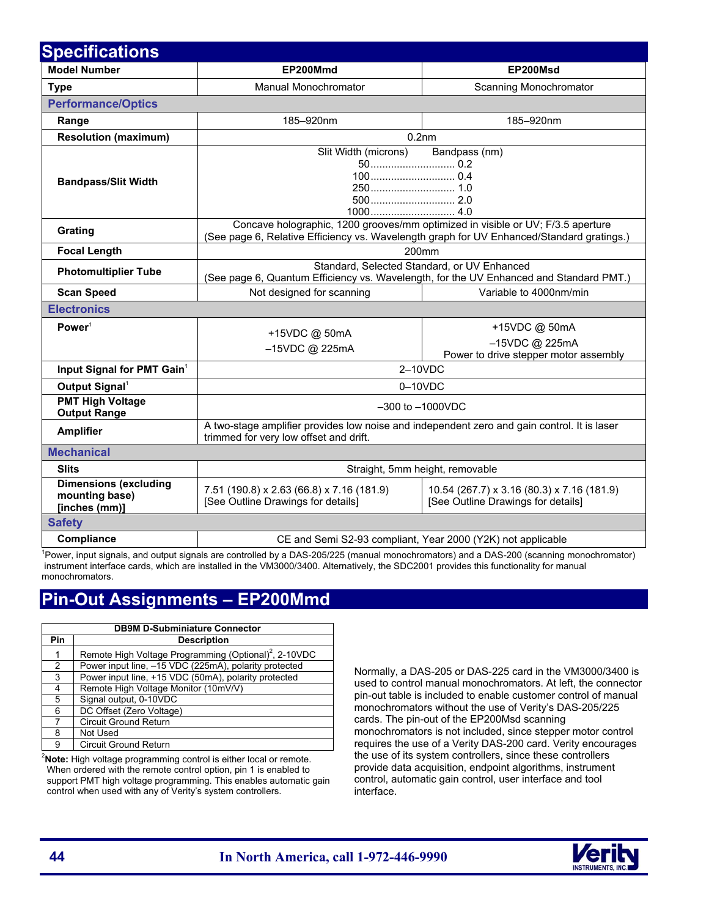## Specifications

| Model Number | EP200Mmd | EP200Msd |
|---|---|---|
| **Type** | Manual Monochromator | Scanning Monochromator |
| **Performance/Optics** | | |
| **Range** | 185–920nm | 185–920nm |
| **Resolution (maximum)** | 0.2nm | |
| **Bandpass/Slit Width** | Slit Width (microns) Bandpass (nm)<br>50............................ 0.2<br>100............................ 0.4<br>250............................ 1.0<br>500............................ 2.0<br>1000............................ 4.0 | |
| **Grating** | Concave holographic, 1200 grooves/mm optimized in visible or UV; F/3.5 aperture<br>(See page 6, Relative Efficiency vs. Wavelength graph for UV Enhanced/Standard gratings.) | |
| **Focal Length** | 200mm | |
| **Photomultiplier Tube** | Standard, Selected Standard, or UV Enhanced<br>(See page 6, Quantum Efficiency vs. Wavelength, for the UV Enhanced and Standard PMT.) | |
| **Scan Speed** | Not designed for scanning | Variable to 4000nm/min |
| **Electronics** | | |
| **Power**[1] | +15VDC @ 50mA<br>–15VDC @ 225mA | +15VDC @ 50mA<br>–15VDC @ 225mA<br>Power to drive stepper motor assembly |
| **Input Signal for PMT Gain**[1] | 2–10VDC | |
| **Output Signal**[1] | 0–10VDC | |
| **PMT High Voltage Output Range** | –300 to –1000VDC | |
| **Amplifier** | A two-stage amplifier provides low noise and independent zero and gain control. It is laser trimmed for very low offset and drift. | |
| **Mechanical** | | |
| **Slits** | Straight, 5mm height, removable | |
| **Dimensions (excluding mounting base) [inches (mm)]** | 7.51 (190.8) x 2.63 (66.8) x 7.16 (181.9)<br>[See Outline Drawings for details] | 10.54 (267.7) x 3.16 (80.3) x 7.16 (181.9)<br>[See Outline Drawings for details] |
| **Safety** | | |
| **Compliance** | CE and Semi S2-93 compliant, Year 2000 (Y2K) not applicable | |

[1]Power, input signals, and output signals are controlled by a DAS-205/225 (manual monochromators) and a DAS-200 (scanning monochromator) instrument interface cards, which are installed in the VM3000/3400. Alternatively, the SDC2001 provides this functionality for manual monochromators.

## Pin-Out Assignments – EP200Mmd

| DB9M D-Subminiature Connector | |
|---|---|
| **Pin** | **Description** |
| 1 | Remote High Voltage Programming (Optional)[2], 2-10VDC |
| 2 | Power input line, –15 VDC (225mA), polarity protected |
| 3 | Power input line, +15 VDC (50mA), polarity protected |
| 4 | Remote High Voltage Monitor (10mV/V) |
| 5 | Signal output, 0-10VDC |
| 6 | DC Offset (Zero Voltage) |
| 7 | Circuit Ground Return |
| 8 | Not Used |
| 9 | Circuit Ground Return |

[2]**Note:** High voltage programming control is either local or remote. When ordered with the remote control option, pin 1 is enabled to support PMT high voltage programming. This enables automatic gain control when used with any of Verity's system controllers.

Normally, a DAS-205 or DAS-225 card in the VM3000/3400 is used to control manual monochromators. At left, the connector pin-out table is included to enable customer control of manual monochromators without the use of Verity's DAS-205/225 cards. The pin-out of the EP200Msd scanning monochromators is not included, since stepper motor control requires the use of a Verity DAS-200 card. Verity encourages the use of its system controllers, since these controllers provide data acquisition, endpoint algorithms, instrument control, automatic gain control, user interface and tool interface.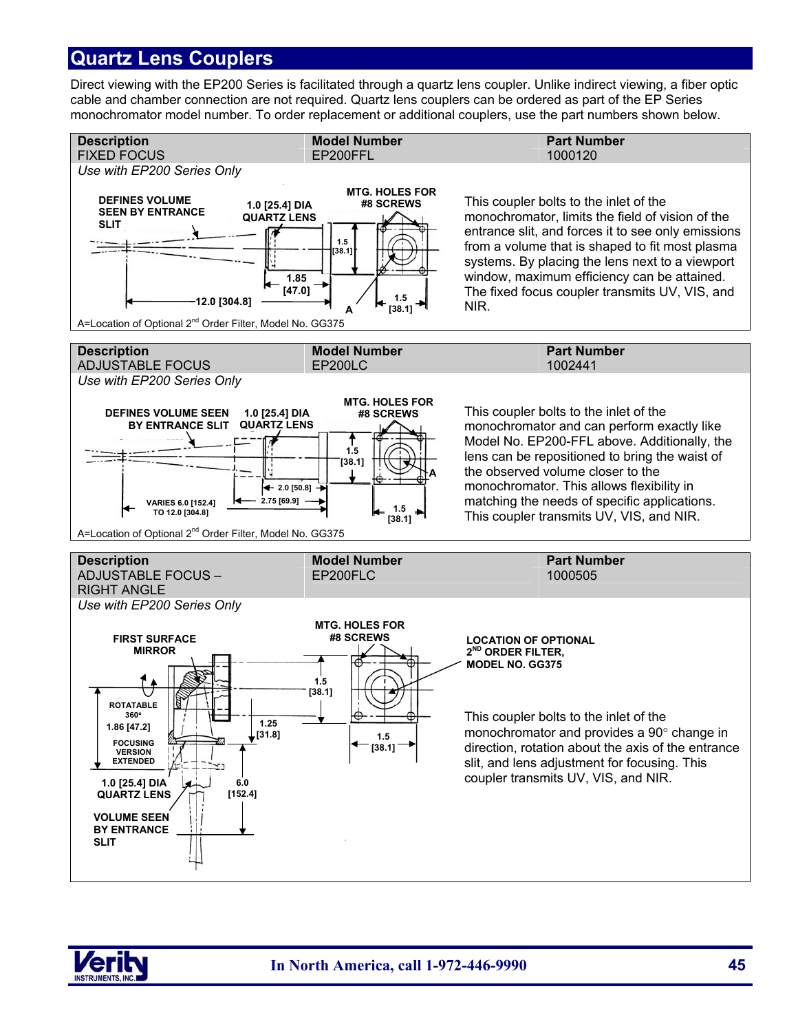# Quartz Lens Couplers

Direct viewing with the EP200 Series is facilitated through a quartz lens coupler. Unlike indirect viewing, a fiber optic cable and chamber connection are not required. Quartz lens couplers can be ordered as part of the EP Series monochromator model number. To order replacement or additional couplers, use the part numbers shown below.

| Description | Model Number | Part Number |
|---|---|---|
| FIXED FOCUS | EP200FFL | 1000120 |

*Use with EP200 Series Only*

DEFINES VOLUME SEEN BY ENTRANCE SLIT — 1.0 [25.4] DIA QUARTZ LENS — MTG. HOLES FOR #8 SCREWS — 1.5 [38.1] — 1.85 [47.0] — 12.0 [304.8] — A — 1.5 [38.1]

This coupler bolts to the inlet of the monochromator, limits the field of vision of the entrance slit, and forces it to see only emissions from a volume that is shaped to fit most plasma systems. By placing the lens next to a viewport window, maximum efficiency can be attained. The fixed focus coupler transmits UV, VIS, and NIR.

A=Location of Optional 2[nd] Order Filter, Model No. GG375

| Description | Model Number | Part Number |
|---|---|---|
| ADJUSTABLE FOCUS | EP200LC | 1002441 |

*Use with EP200 Series Only*

DEFINES VOLUME SEEN BY ENTRANCE SLIT — 1.0 [25.4] DIA QUARTZ LENS — MTG. HOLES FOR #8 SCREWS — 1.5 [38.1] — A — 2.0 [50.8] — 2.75 [69.9] — VARIES 6.0 [152.4] TO 12.0 [304.8] — 1.5 [38.1]

This coupler bolts to the inlet of the monochromator and can perform exactly like Model No. EP200-FFL above. Additionally, the lens can be repositioned to bring the waist of the observed volume closer to the monochromator. This allows flexibility in matching the needs of specific applications. This coupler transmits UV, VIS, and NIR.

A=Location of Optional 2[nd] Order Filter, Model No. GG375

| Description | Model Number | Part Number |
|---|---|---|
| ADJUSTABLE FOCUS – RIGHT ANGLE | EP200FLC | 1000505 |

*Use with EP200 Series Only*

FIRST SURFACE MIRROR — ROTATABLE 360° — 1.86 [47.2] FOCUSING VERSION EXTENDED — 1.25 [31.8] — 1.0 [25.4] DIA QUARTZ LENS — 6.0 [152.4] — VOLUME SEEN BY ENTRANCE SLIT — MTG. HOLES FOR #8 SCREWS — 1.5 [38.1] — 1.5 [38.1] — LOCATION OF OPTIONAL 2[ND] ORDER FILTER, MODEL NO. GG375

This coupler bolts to the inlet of the monochromator and provides a 90° change in direction, rotation about the axis of the entrance slit, and lens adjustment for focusing. This coupler transmits UV, VIS, and NIR.

In North America, call 1-972-446-9990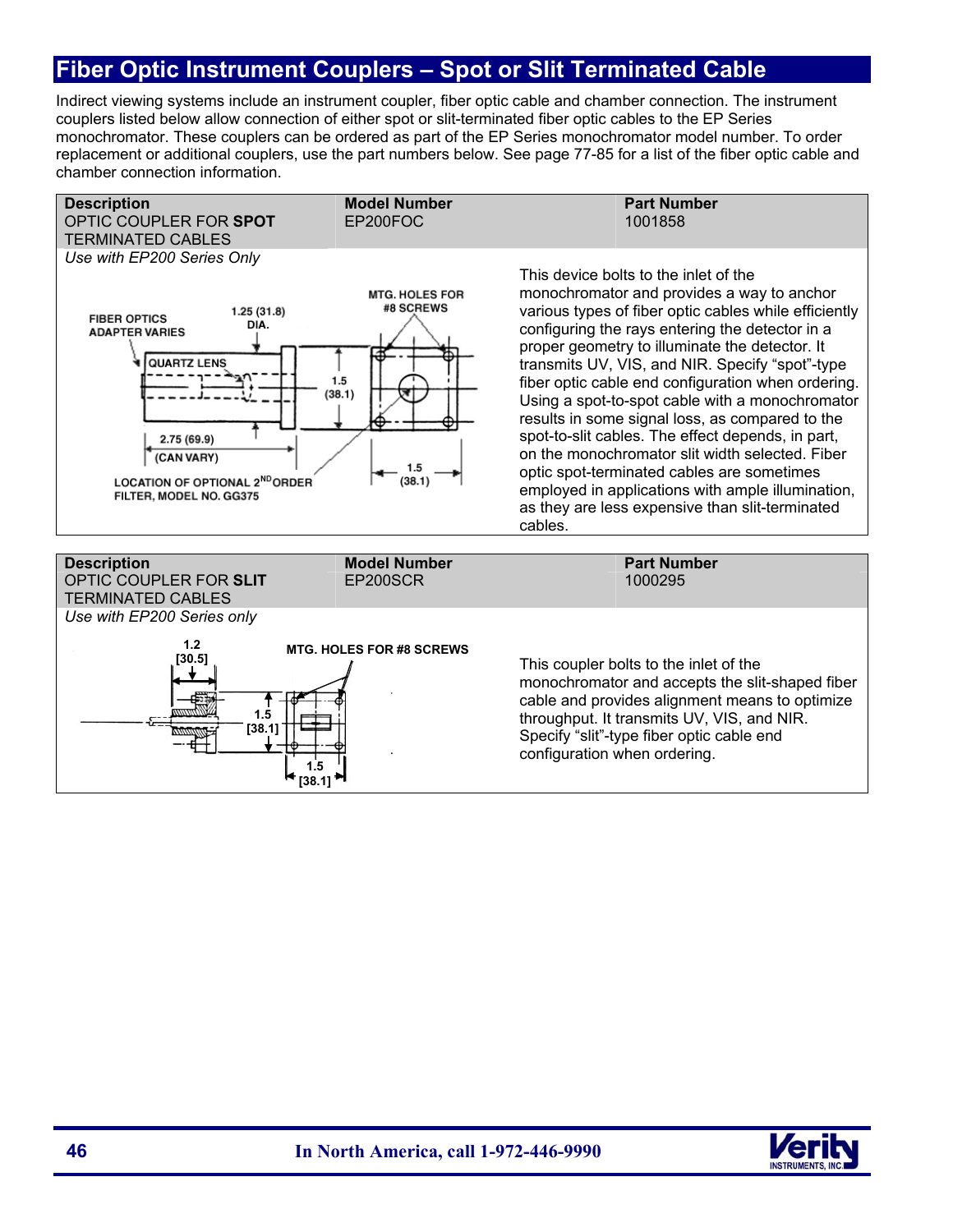# Fiber Optic Instrument Couplers – Spot or Slit Terminated Cable

Indirect viewing systems include an instrument coupler, fiber optic cable and chamber connection. The instrument couplers listed below allow connection of either spot or slit-terminated fiber optic cables to the EP Series monochromator. These couplers can be ordered as part of the EP Series monochromator model number. To order replacement or additional couplers, use the part numbers below. See page 77-85 for a list of the fiber optic cable and chamber connection information.

| Description | Model Number | Part Number |
|---|---|---|
| OPTIC COUPLER FOR **SPOT** TERMINATED CABLES | EP200FOC | 1001858 |

*Use with EP200 Series Only*

FIBER OPTICS ADAPTER VARIES

QUARTZ LENS

1.25 (31.8) DIA.

MTG. HOLES FOR #8 SCREWS

1.5 (38.1)

2.75 (69.9) (CAN VARY)

1.5 (38.1)

LOCATION OF OPTIONAL 2ND ORDER FILTER, MODEL NO. GG375

This device bolts to the inlet of the monochromator and provides a way to anchor various types of fiber optic cables while efficiently configuring the rays entering the detector in a proper geometry to illuminate the detector. It transmits UV, VIS, and NIR. Specify "spot"-type fiber optic cable end configuration when ordering. Using a spot-to-spot cable with a monochromator results in some signal loss, as compared to the spot-to-slit cables. The effect depends, in part, on the monochromator slit width selected. Fiber optic spot-terminated cables are sometimes employed in applications with ample illumination, as they are less expensive than slit-terminated cables.

| Description | Model Number | Part Number |
|---|---|---|
| OPTIC COUPLER FOR **SLIT** TERMINATED CABLES | EP200SCR | 1000295 |

*Use with EP200 Series only*

1.2 [30.5]

MTG. HOLES FOR #8 SCREWS

1.5 [38.1]

1.5 [38.1]

This coupler bolts to the inlet of the monochromator and accepts the slit-shaped fiber cable and provides alignment means to optimize throughput. It transmits UV, VIS, and NIR. Specify "slit"-type fiber optic cable end configuration when ordering.

In North America, call 1-972-446-9990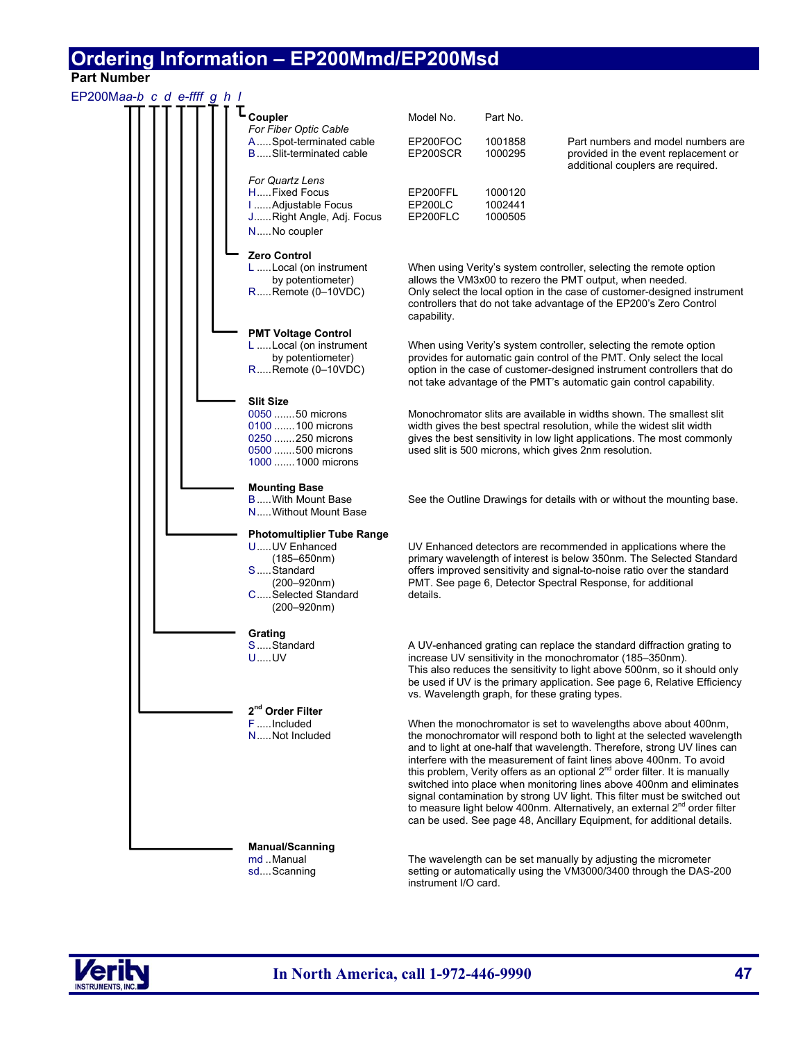# Ordering Information – EP200Mmd/EP200Msd

**Part Number**

EP200Maa-b c d e-ffff g h I

**Coupler**

| | Model No. | Part No. | |
|---|---|---|---|
| *For Fiber Optic Cable* | | | |
| A.....Spot-terminated cable | EP200FOC | 1001858 | Part numbers and model numbers are provided in the event replacement or additional couplers are required. |
| B.....Slit-terminated cable | EP200SCR | 1000295 | |
| *For Quartz Lens* | | | |
| H.....Fixed Focus | EP200FFL | 1000120 | |
| I ......Adjustable Focus | EP200LC | 1002441 | |
| J......Right Angle, Adj. Focus | EP200FLC | 1000505 | |
| N.....No coupler | | | |

**Zero Control**

L .....Local (on instrument by potentiometer)
R.....Remote (0–10VDC)

When using Verity's system controller, selecting the remote option allows the VM3x00 to rezero the PMT output, when needed. Only select the local option in the case of customer-designed instrument controllers that do not take advantage of the EP200's Zero Control capability.

**PMT Voltage Control**

L .....Local (on instrument by potentiometer)
R.....Remote (0–10VDC)

When using Verity's system controller, selecting the remote option provides for automatic gain control of the PMT. Only select the local option in the case of customer-designed instrument controllers that do not take advantage of the PMT's automatic gain control capability.

**Slit Size**

0050 .......50 microns
0100 .......100 microns
0250 .......250 microns
0500 .......500 microns
1000 .......1000 microns

Monochromator slits are available in widths shown. The smallest slit width gives the best spectral resolution, while the widest slit width gives the best sensitivity in low light applications. The most commonly used slit is 500 microns, which gives 2nm resolution.

**Mounting Base**

B.....With Mount Base
N.....Without Mount Base

See the Outline Drawings for details with or without the mounting base.

**Photomultiplier Tube Range**

U.....UV Enhanced (185–650nm)
S.....Standard (200–920nm)
C.....Selected Standard (200–920nm)

UV Enhanced detectors are recommended in applications where the primary wavelength of interest is below 350nm. The Selected Standard offers improved sensitivity and signal-to-noise ratio over the standard PMT. See page 6, Detector Spectral Response, for additional details.

**Grating**

S.....Standard
U.....UV

A UV-enhanced grating can replace the standard diffraction grating to increase UV sensitivity in the monochromator (185–350nm). This also reduces the sensitivity to light above 500nm, so it should only be used if UV is the primary application. See page 6, Relative Efficiency vs. Wavelength graph, for these grating types.

**2nd Order Filter**

F .....Included
N.....Not Included

When the monochromator is set to wavelengths above about 400nm, the monochromator will respond both to light at the selected wavelength and to light at one-half that wavelength. Therefore, strong UV lines can interfere with the measurement of faint lines above 400nm. To avoid this problem, Verity offers as an optional 2nd order filter. It is manually switched into place when monitoring lines above 400nm and eliminates signal contamination by strong UV light. This filter must be switched out to measure light below 400nm. Alternatively, an external 2nd order filter can be used. See page 48, Ancillary Equipment, for additional details.

**Manual/Scanning**

md ..Manual
sd....Scanning

The wavelength can be set manually by adjusting the micrometer setting or automatically using the VM3000/3400 through the DAS-200 instrument I/O card.